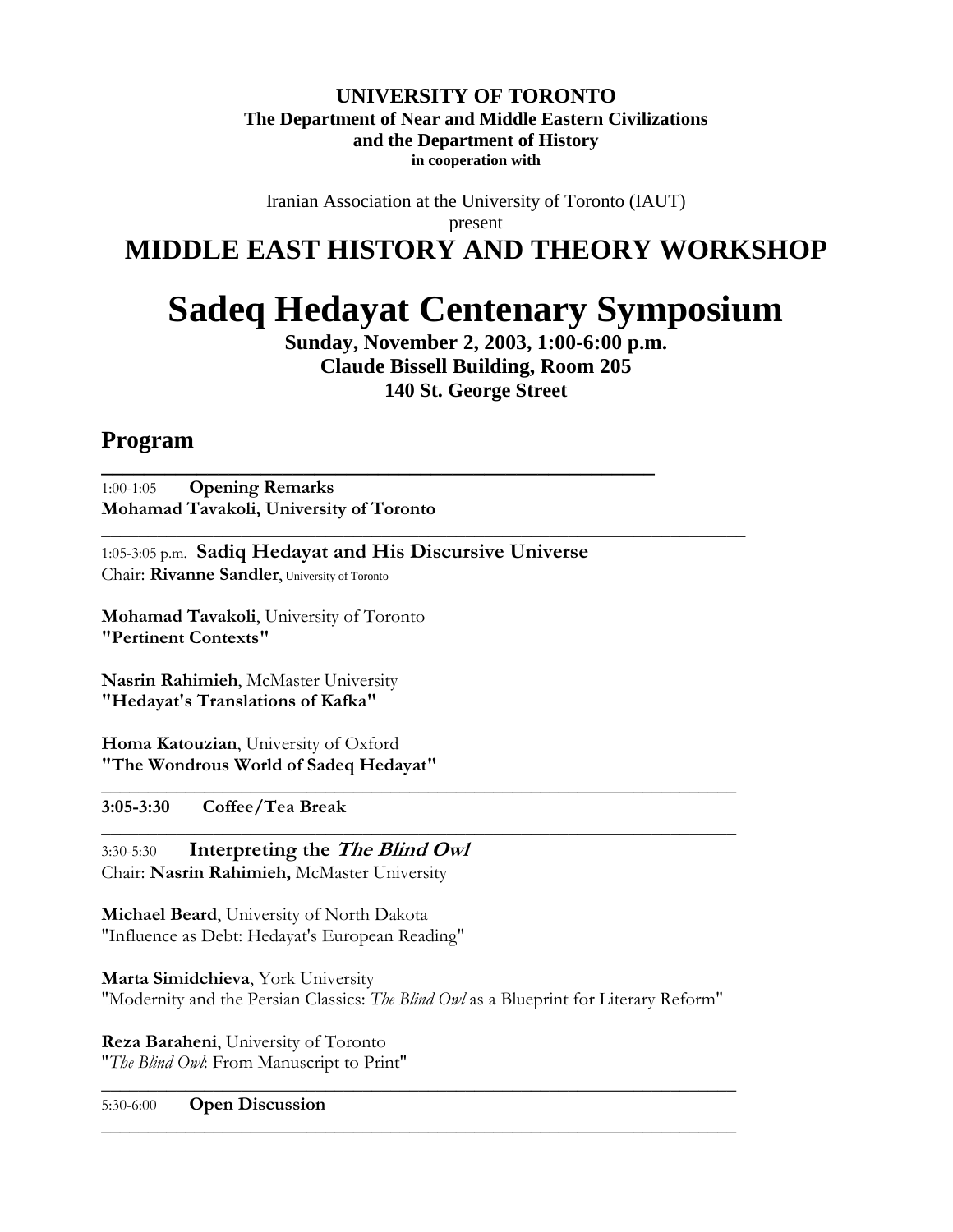**UNIVERSITY OF TORONTO**
**The Department of Near and Middle Eastern Civilizations**
**and the Department of History**
**in cooperation with**

Iranian Association at the University of Toronto (IAUT)
present

# MIDDLE EAST HISTORY AND THEORY WORKSHOP

# Sadeq Hedayat Centenary Symposium

**Sunday, November 2, 2003, 1:00-6:00 p.m.**
**Claude Bissell Building, Room 205**
**140 St. George Street**

## Program

---

1:00-1:05 **Opening Remarks**
**Mohamad Tavakoli, University of Toronto**

---

1:05-3:05 p.m. **Sadiq Hedayat and His Discursive Universe**
Chair: **Rivanne Sandler**, University of Toronto

**Mohamad Tavakoli**, University of Toronto
**"Pertinent Contexts"**

**Nasrin Rahimieh**, McMaster University
**"Hedayat's Translations of Kafka"**

**Homa Katouzian**, University of Oxford
**"The Wondrous World of Sadeq Hedayat"**

---

**3:05-3:30 Coffee/Tea Break**

---

3:30-5:30 **Interpreting the *The Blind Owl***
Chair: **Nasrin Rahimieh,** McMaster University

**Michael Beard**, University of North Dakota
"Influence as Debt: Hedayat's European Reading"

**Marta Simidchieva**, York University
"Modernity and the Persian Classics: *The Blind Owl* as a Blueprint for Literary Reform"

**Reza Baraheni**, University of Toronto
"*The Blind Owl*: From Manuscript to Print"

---

5:30-6:00 **Open Discussion**

---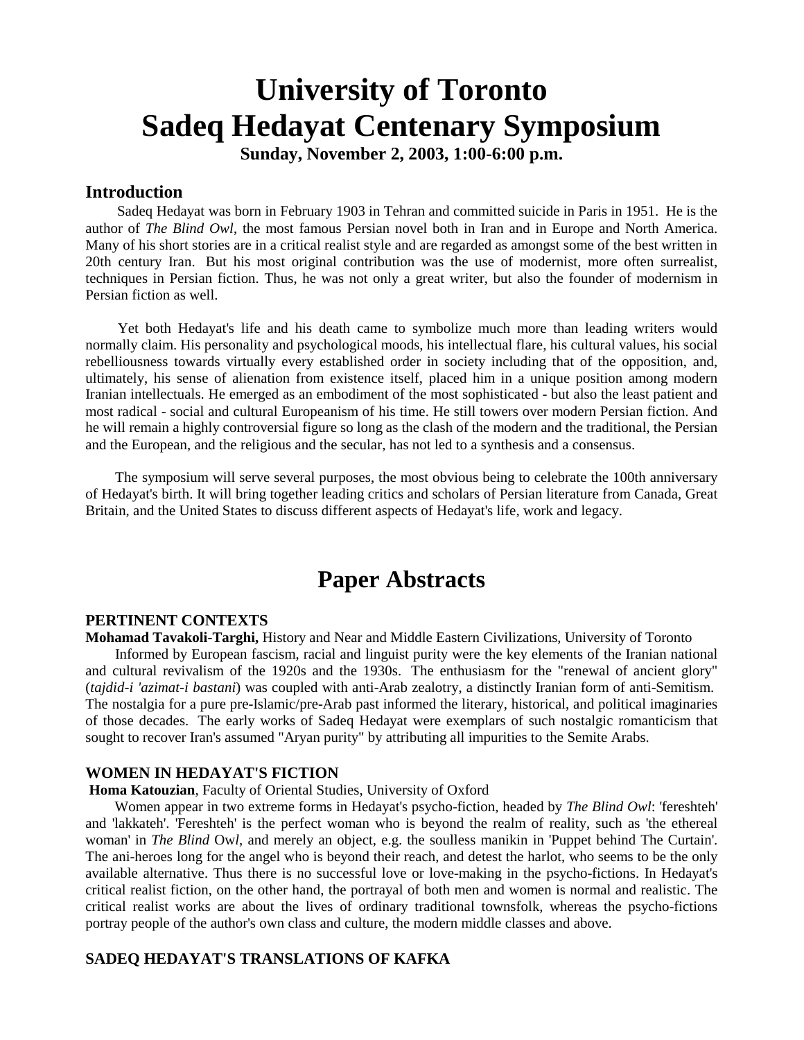# University of Toronto
# Sadeq Hedayat Centenary Symposium

**Sunday, November 2, 2003, 1:00-6:00 p.m.**

## Introduction

Sadeq Hedayat was born in February 1903 in Tehran and committed suicide in Paris in 1951. He is the author of *The Blind Owl*, the most famous Persian novel both in Iran and in Europe and North America. Many of his short stories are in a critical realist style and are regarded as amongst some of the best written in 20th century Iran. But his most original contribution was the use of modernist, more often surrealist, techniques in Persian fiction. Thus, he was not only a great writer, but also the founder of modernism in Persian fiction as well.

Yet both Hedayat's life and his death came to symbolize much more than leading writers would normally claim. His personality and psychological moods, his intellectual flare, his cultural values, his social rebelliousness towards virtually every established order in society including that of the opposition, and, ultimately, his sense of alienation from existence itself, placed him in a unique position among modern Iranian intellectuals. He emerged as an embodiment of the most sophisticated - but also the least patient and most radical - social and cultural Europeanism of his time. He still towers over modern Persian fiction. And he will remain a highly controversial figure so long as the clash of the modern and the traditional, the Persian and the European, and the religious and the secular, has not led to a synthesis and a consensus.

The symposium will serve several purposes, the most obvious being to celebrate the 100th anniversary of Hedayat's birth. It will bring together leading critics and scholars of Persian literature from Canada, Great Britain, and the United States to discuss different aspects of Hedayat's life, work and legacy.

# Paper Abstracts

### PERTINENT CONTEXTS

**Mohamad Tavakoli-Targhi,** History and Near and Middle Eastern Civilizations, University of Toronto

Informed by European fascism, racial and linguist purity were the key elements of the Iranian national and cultural revivalism of the 1920s and the 1930s. The enthusiasm for the "renewal of ancient glory" (*tajdid-i 'azimat-i bastani*) was coupled with anti-Arab zealotry, a distinctly Iranian form of anti-Semitism. The nostalgia for a pure pre-Islamic/pre-Arab past informed the literary, historical, and political imaginaries of those decades. The early works of Sadeq Hedayat were exemplars of such nostalgic romanticism that sought to recover Iran's assumed "Aryan purity" by attributing all impurities to the Semite Arabs.

### WOMEN IN HEDAYAT'S FICTION

**Homa Katouzian**, Faculty of Oriental Studies, University of Oxford

Women appear in two extreme forms in Hedayat's psycho-fiction, headed by *The Blind Owl*: 'fereshteh' and 'lakkateh'. 'Fereshteh' is the perfect woman who is beyond the realm of reality, such as 'the ethereal woman' in *The Blind Owl*, and merely an object, e.g. the soulless manikin in 'Puppet behind The Curtain'. The ani-heroes long for the angel who is beyond their reach, and detest the harlot, who seems to be the only available alternative. Thus there is no successful love or love-making in the psycho-fictions. In Hedayat's critical realist fiction, on the other hand, the portrayal of both men and women is normal and realistic. The critical realist works are about the lives of ordinary traditional townsfolk, whereas the psycho-fictions portray people of the author's own class and culture, the modern middle classes and above.

### SADEQ HEDAYAT'S TRANSLATIONS OF KAFKA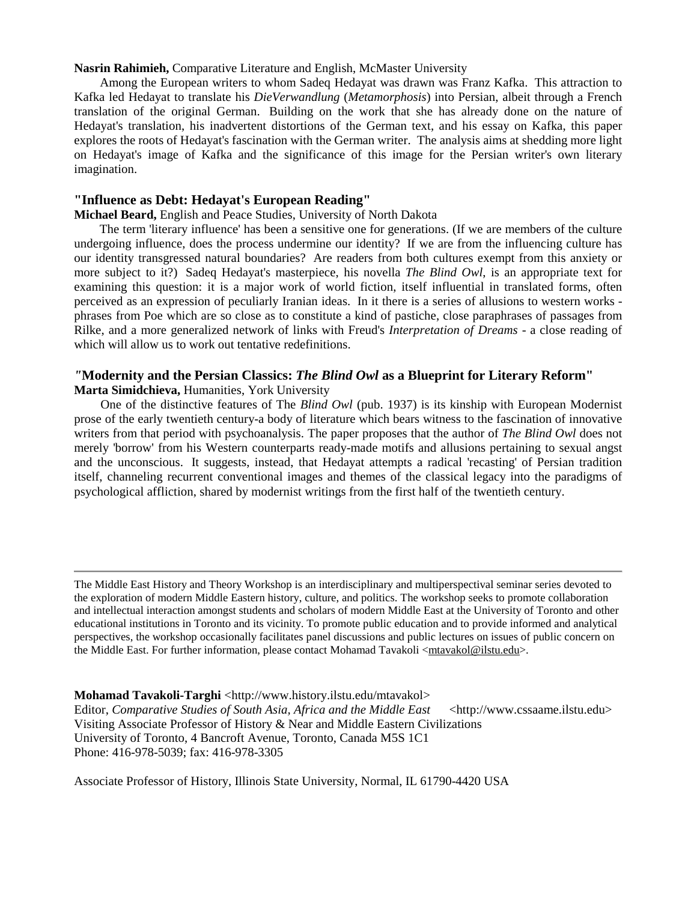**Nasrin Rahimieh,** Comparative Literature and English, McMaster University

Among the European writers to whom Sadeq Hedayat was drawn was Franz Kafka. This attraction to Kafka led Hedayat to translate his *DieVerwandlung* (*Metamorphosis*) into Persian, albeit through a French translation of the original German. Building on the work that she has already done on the nature of Hedayat's translation, his inadvertent distortions of the German text, and his essay on Kafka, this paper explores the roots of Hedayat's fascination with the German writer. The analysis aims at shedding more light on Hedayat's image of Kafka and the significance of this image for the Persian writer's own literary imagination.

### "Influence as Debt: Hedayat's European Reading"

**Michael Beard,** English and Peace Studies, University of North Dakota

The term 'literary influence' has been a sensitive one for generations. (If we are members of the culture undergoing influence, does the process undermine our identity? If we are from the influencing culture has our identity transgressed natural boundaries? Are readers from both cultures exempt from this anxiety or more subject to it?) Sadeq Hedayat's masterpiece, his novella *The Blind Owl*, is an appropriate text for examining this question: it is a major work of world fiction, itself influential in translated forms, often perceived as an expression of peculiarly Iranian ideas. In it there is a series of allusions to western works - phrases from Poe which are so close as to constitute a kind of pastiche, close paraphrases of passages from Rilke, and a more generalized network of links with Freud's *Interpretation of Dreams* - a close reading of which will allow us to work out tentative redefinitions.

### "Modernity and the Persian Classics: *The Blind Owl* as a Blueprint for Literary Reform"

**Marta Simidchieva,** Humanities, York University

One of the distinctive features of The *Blind Owl* (pub. 1937) is its kinship with European Modernist prose of the early twentieth century-a body of literature which bears witness to the fascination of innovative writers from that period with psychoanalysis. The paper proposes that the author of *The Blind Owl* does not merely 'borrow' from his Western counterparts ready-made motifs and allusions pertaining to sexual angst and the unconscious. It suggests, instead, that Hedayat attempts a radical 'recasting' of Persian tradition itself, channeling recurrent conventional images and themes of the classical legacy into the paradigms of psychological affliction, shared by modernist writings from the first half of the twentieth century.

---

The Middle East History and Theory Workshop is an interdisciplinary and multiperspectival seminar series devoted to the exploration of modern Middle Eastern history, culture, and politics. The workshop seeks to promote collaboration and intellectual interaction amongst students and scholars of modern Middle East at the University of Toronto and other educational institutions in Toronto and its vicinity. To promote public education and to provide informed and analytical perspectives, the workshop occasionally facilitates panel discussions and public lectures on issues of public concern on the Middle East. For further information, please contact Mohamad Tavakoli <mtavakol@ilstu.edu>.

**Mohamad Tavakoli-Targhi** <http://www.history.ilstu.edu/mtavakol>
Editor, *Comparative Studies of South Asia, Africa and the Middle East* <http://www.cssaame.ilstu.edu>
Visiting Associate Professor of History & Near and Middle Eastern Civilizations
University of Toronto, 4 Bancroft Avenue, Toronto, Canada M5S 1C1
Phone: 416-978-5039; fax: 416-978-3305

Associate Professor of History, Illinois State University, Normal, IL 61790-4420 USA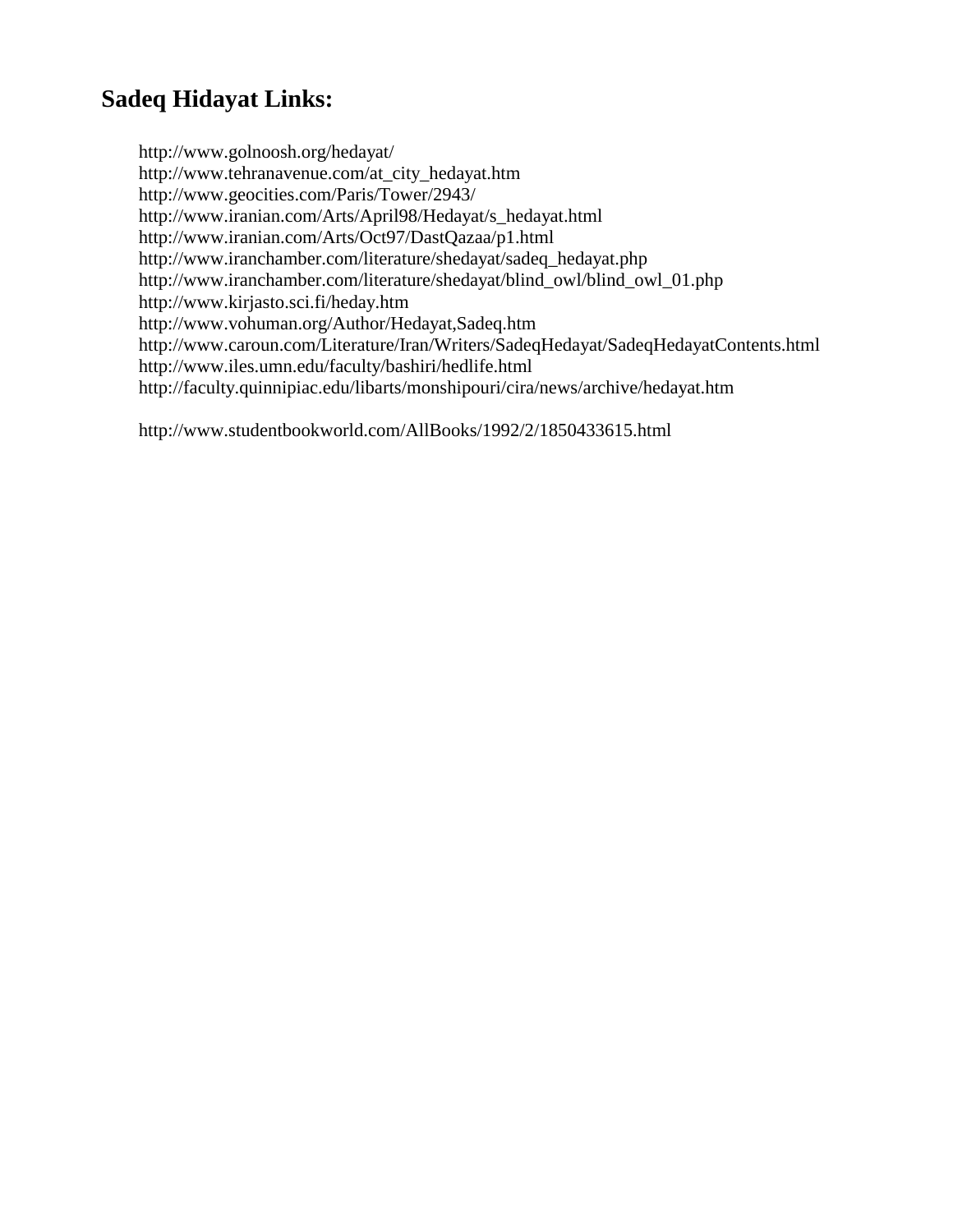## Sadeq Hidayat Links:

http://www.golnoosh.org/hedayat/
http://www.tehranavenue.com/at_city_hedayat.htm
http://www.geocities.com/Paris/Tower/2943/
http://www.iranian.com/Arts/April98/Hedayat/s_hedayat.html
http://www.iranian.com/Arts/Oct97/DastQazaa/p1.html
http://www.iranchamber.com/literature/shedayat/sadeq_hedayat.php
http://www.iranchamber.com/literature/shedayat/blind_owl/blind_owl_01.php
http://www.kirjasto.sci.fi/heday.htm
http://www.vohuman.org/Author/Hedayat,Sadeq.htm
http://www.caroun.com/Literature/Iran/Writers/SadeqHedayat/SadeqHedayatContents.html
http://www.iles.umn.edu/faculty/bashiri/hedlife.html
http://faculty.quinnipiac.edu/libarts/monshipouri/cira/news/archive/hedayat.htm

http://www.studentbookworld.com/AllBooks/1992/2/1850433615.html